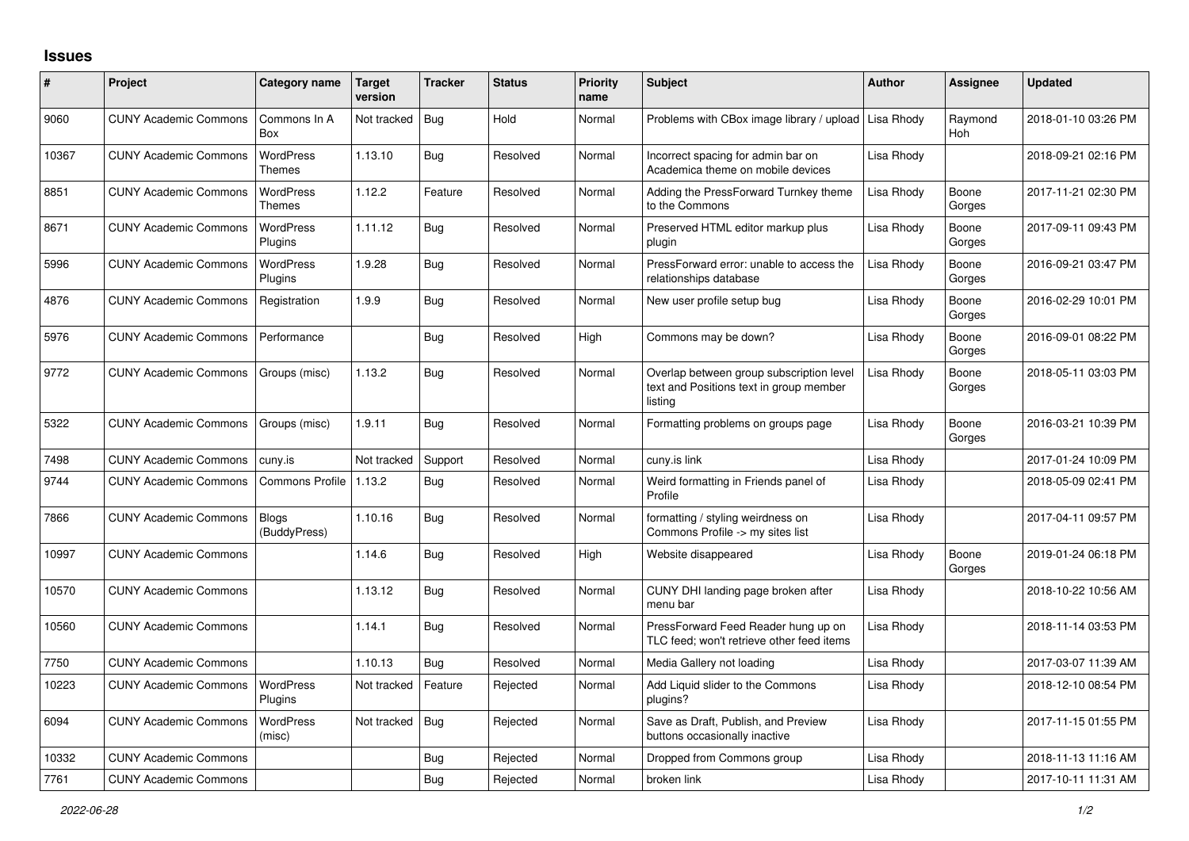# Issues

| # | Project | Category name | Target version | Tracker | Status | Priority name | Subject | Author | Assignee | Updated |
|---|---|---|---|---|---|---|---|---|---|---|
| 9060 | CUNY Academic Commons | Commons In A Box | Not tracked | Bug | Hold | Normal | Problems with CBox image library / upload | Lisa Rhody | Raymond Hoh | 2018-01-10 03:26 PM |
| 10367 | CUNY Academic Commons | WordPress Themes | 1.13.10 | Bug | Resolved | Normal | Incorrect spacing for admin bar on Academica theme on mobile devices | Lisa Rhody | | 2018-09-21 02:16 PM |
| 8851 | CUNY Academic Commons | WordPress Themes | 1.12.2 | Feature | Resolved | Normal | Adding the PressForward Turnkey theme to the Commons | Lisa Rhody | Boone Gorges | 2017-11-21 02:30 PM |
| 8671 | CUNY Academic Commons | WordPress Plugins | 1.11.12 | Bug | Resolved | Normal | Preserved HTML editor markup plus plugin | Lisa Rhody | Boone Gorges | 2017-09-11 09:43 PM |
| 5996 | CUNY Academic Commons | WordPress Plugins | 1.9.28 | Bug | Resolved | Normal | PressForward error: unable to access the relationships database | Lisa Rhody | Boone Gorges | 2016-09-21 03:47 PM |
| 4876 | CUNY Academic Commons | Registration | 1.9.9 | Bug | Resolved | Normal | New user profile setup bug | Lisa Rhody | Boone Gorges | 2016-02-29 10:01 PM |
| 5976 | CUNY Academic Commons | Performance | | Bug | Resolved | High | Commons may be down? | Lisa Rhody | Boone Gorges | 2016-09-01 08:22 PM |
| 9772 | CUNY Academic Commons | Groups (misc) | 1.13.2 | Bug | Resolved | Normal | Overlap between group subscription level text and Positions text in group member listing | Lisa Rhody | Boone Gorges | 2018-05-11 03:03 PM |
| 5322 | CUNY Academic Commons | Groups (misc) | 1.9.11 | Bug | Resolved | Normal | Formatting problems on groups page | Lisa Rhody | Boone Gorges | 2016-03-21 10:39 PM |
| 7498 | CUNY Academic Commons | cuny.is | Not tracked | Support | Resolved | Normal | cuny.is link | Lisa Rhody | | 2017-01-24 10:09 PM |
| 9744 | CUNY Academic Commons | Commons Profile | 1.13.2 | Bug | Resolved | Normal | Weird formatting in Friends panel of Profile | Lisa Rhody | | 2018-05-09 02:41 PM |
| 7866 | CUNY Academic Commons | Blogs (BuddyPress) | 1.10.16 | Bug | Resolved | Normal | formatting / styling weirdness on Commons Profile -> my sites list | Lisa Rhody | | 2017-04-11 09:57 PM |
| 10997 | CUNY Academic Commons | | 1.14.6 | Bug | Resolved | High | Website disappeared | Lisa Rhody | Boone Gorges | 2019-01-24 06:18 PM |
| 10570 | CUNY Academic Commons | | 1.13.12 | Bug | Resolved | Normal | CUNY DHI landing page broken after menu bar | Lisa Rhody | | 2018-10-22 10:56 AM |
| 10560 | CUNY Academic Commons | | 1.14.1 | Bug | Resolved | Normal | PressForward Feed Reader hung up on TLC feed; won't retrieve other feed items | Lisa Rhody | | 2018-11-14 03:53 PM |
| 7750 | CUNY Academic Commons | | 1.10.13 | Bug | Resolved | Normal | Media Gallery not loading | Lisa Rhody | | 2017-03-07 11:39 AM |
| 10223 | CUNY Academic Commons | WordPress Plugins | Not tracked | Feature | Rejected | Normal | Add Liquid slider to the Commons plugins? | Lisa Rhody | | 2018-12-10 08:54 PM |
| 6094 | CUNY Academic Commons | WordPress (misc) | Not tracked | Bug | Rejected | Normal | Save as Draft, Publish, and Preview buttons occasionally inactive | Lisa Rhody | | 2017-11-15 01:55 PM |
| 10332 | CUNY Academic Commons | | | Bug | Rejected | Normal | Dropped from Commons group | Lisa Rhody | | 2018-11-13 11:16 AM |
| 7761 | CUNY Academic Commons | | | Bug | Rejected | Normal | broken link | Lisa Rhody | | 2017-10-11 11:31 AM |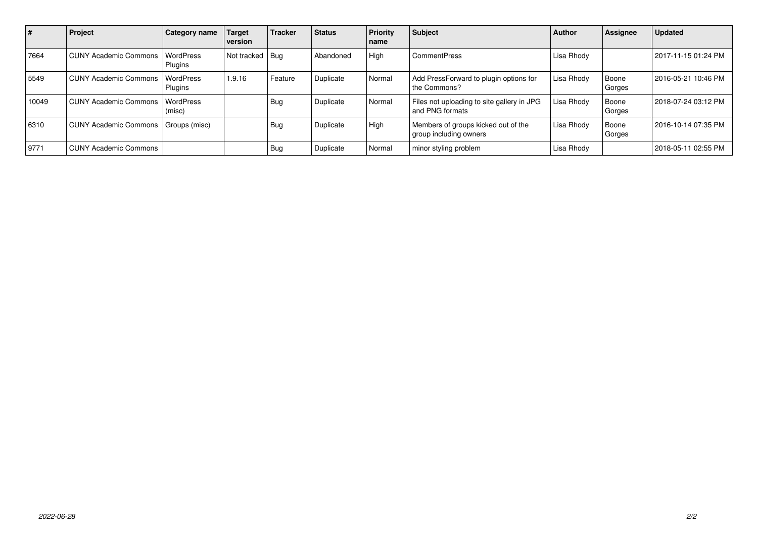| # | Project | Category name | Target version | Tracker | Status | Priority name | Subject | Author | Assignee | Updated |
|---|---|---|---|---|---|---|---|---|---|---|
| 7664 | CUNY Academic Commons | WordPress Plugins | Not tracked | Bug | Abandoned | High | CommentPress | Lisa Rhody | | 2017-11-15 01:24 PM |
| 5549 | CUNY Academic Commons | WordPress Plugins | 1.9.16 | Feature | Duplicate | Normal | Add PressForward to plugin options for the Commons? | Lisa Rhody | Boone Gorges | 2016-05-21 10:46 PM |
| 10049 | CUNY Academic Commons | WordPress (misc) | | Bug | Duplicate | Normal | Files not uploading to site gallery in JPG and PNG formats | Lisa Rhody | Boone Gorges | 2018-07-24 03:12 PM |
| 6310 | CUNY Academic Commons | Groups (misc) | | Bug | Duplicate | High | Members of groups kicked out of the group including owners | Lisa Rhody | Boone Gorges | 2016-10-14 07:35 PM |
| 9771 | CUNY Academic Commons | | | Bug | Duplicate | Normal | minor styling problem | Lisa Rhody | | 2018-05-11 02:55 PM |